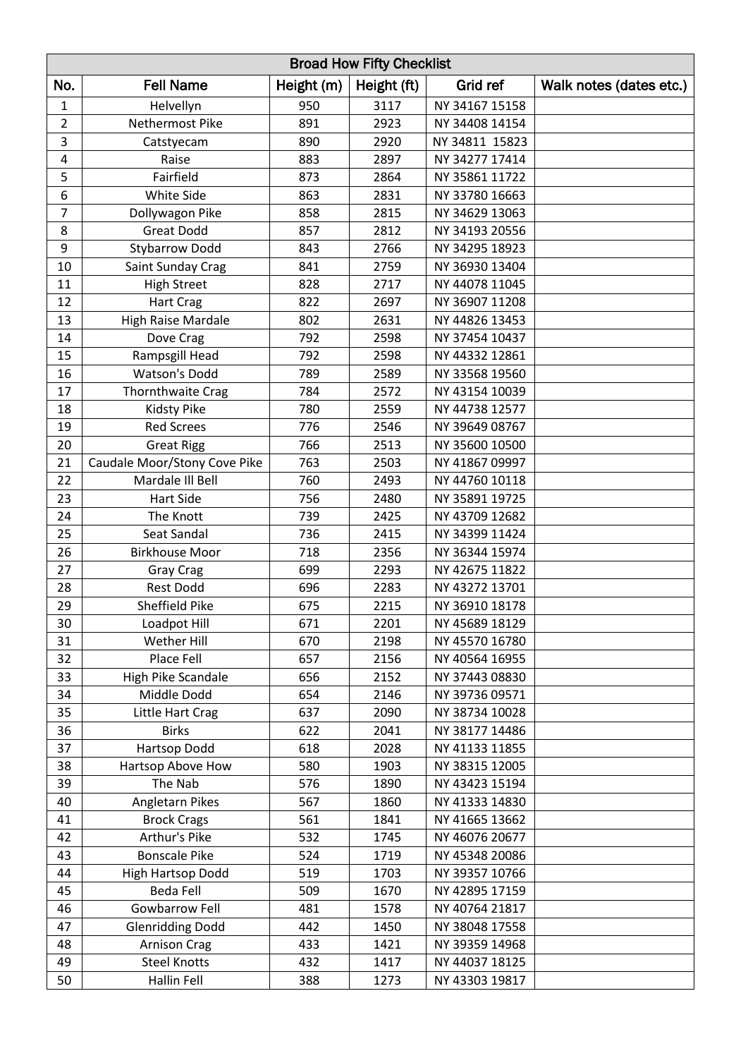| Broad How Fifty Checklist | | | | | |
|---|---|---|---|---|---|
| No. | Fell Name | Height (m) | Height (ft) | Grid ref | Walk notes (dates etc.) |
| 1 | Helvellyn | 950 | 3117 | NY 34167 15158 | |
| 2 | Nethermost Pike | 891 | 2923 | NY 34408 14154 | |
| 3 | Catstyecam | 890 | 2920 | NY 34811 15823 | |
| 4 | Raise | 883 | 2897 | NY 34277 17414 | |
| 5 | Fairfield | 873 | 2864 | NY 35861 11722 | |
| 6 | White Side | 863 | 2831 | NY 33780 16663 | |
| 7 | Dollywagon Pike | 858 | 2815 | NY 34629 13063 | |
| 8 | Great Dodd | 857 | 2812 | NY 34193 20556 | |
| 9 | Stybarrow Dodd | 843 | 2766 | NY 34295 18923 | |
| 10 | Saint Sunday Crag | 841 | 2759 | NY 36930 13404 | |
| 11 | High Street | 828 | 2717 | NY 44078 11045 | |
| 12 | Hart Crag | 822 | 2697 | NY 36907 11208 | |
| 13 | High Raise Mardale | 802 | 2631 | NY 44826 13453 | |
| 14 | Dove Crag | 792 | 2598 | NY 37454 10437 | |
| 15 | Rampsgill Head | 792 | 2598 | NY 44332 12861 | |
| 16 | Watson's Dodd | 789 | 2589 | NY 33568 19560 | |
| 17 | Thornthwaite Crag | 784 | 2572 | NY 43154 10039 | |
| 18 | Kidsty Pike | 780 | 2559 | NY 44738 12577 | |
| 19 | Red Screes | 776 | 2546 | NY 39649 08767 | |
| 20 | Great Rigg | 766 | 2513 | NY 35600 10500 | |
| 21 | Caudale Moor/Stony Cove Pike | 763 | 2503 | NY 41867 09997 | |
| 22 | Mardale Ill Bell | 760 | 2493 | NY 44760 10118 | |
| 23 | Hart Side | 756 | 2480 | NY 35891 19725 | |
| 24 | The Knott | 739 | 2425 | NY 43709 12682 | |
| 25 | Seat Sandal | 736 | 2415 | NY 34399 11424 | |
| 26 | Birkhouse Moor | 718 | 2356 | NY 36344 15974 | |
| 27 | Gray Crag | 699 | 2293 | NY 42675 11822 | |
| 28 | Rest Dodd | 696 | 2283 | NY 43272 13701 | |
| 29 | Sheffield Pike | 675 | 2215 | NY 36910 18178 | |
| 30 | Loadpot Hill | 671 | 2201 | NY 45689 18129 | |
| 31 | Wether Hill | 670 | 2198 | NY 45570 16780 | |
| 32 | Place Fell | 657 | 2156 | NY 40564 16955 | |
| 33 | High Pike Scandale | 656 | 2152 | NY 37443 08830 | |
| 34 | Middle Dodd | 654 | 2146 | NY 39736 09571 | |
| 35 | Little Hart Crag | 637 | 2090 | NY 38734 10028 | |
| 36 | Birks | 622 | 2041 | NY 38177 14486 | |
| 37 | Hartsop Dodd | 618 | 2028 | NY 41133 11855 | |
| 38 | Hartsop Above How | 580 | 1903 | NY 38315 12005 | |
| 39 | The Nab | 576 | 1890 | NY 43423 15194 | |
| 40 | Angletarn Pikes | 567 | 1860 | NY 41333 14830 | |
| 41 | Brock Crags | 561 | 1841 | NY 41665 13662 | |
| 42 | Arthur's Pike | 532 | 1745 | NY 46076 20677 | |
| 43 | Bonscale Pike | 524 | 1719 | NY 45348 20086 | |
| 44 | High Hartsop Dodd | 519 | 1703 | NY 39357 10766 | |
| 45 | Beda Fell | 509 | 1670 | NY 42895 17159 | |
| 46 | Gowbarrow Fell | 481 | 1578 | NY 40764 21817 | |
| 47 | Glenridding Dodd | 442 | 1450 | NY 38048 17558 | |
| 48 | Arnison Crag | 433 | 1421 | NY 39359 14968 | |
| 49 | Steel Knotts | 432 | 1417 | NY 44037 18125 | |
| 50 | Hallin Fell | 388 | 1273 | NY 43303 19817 | |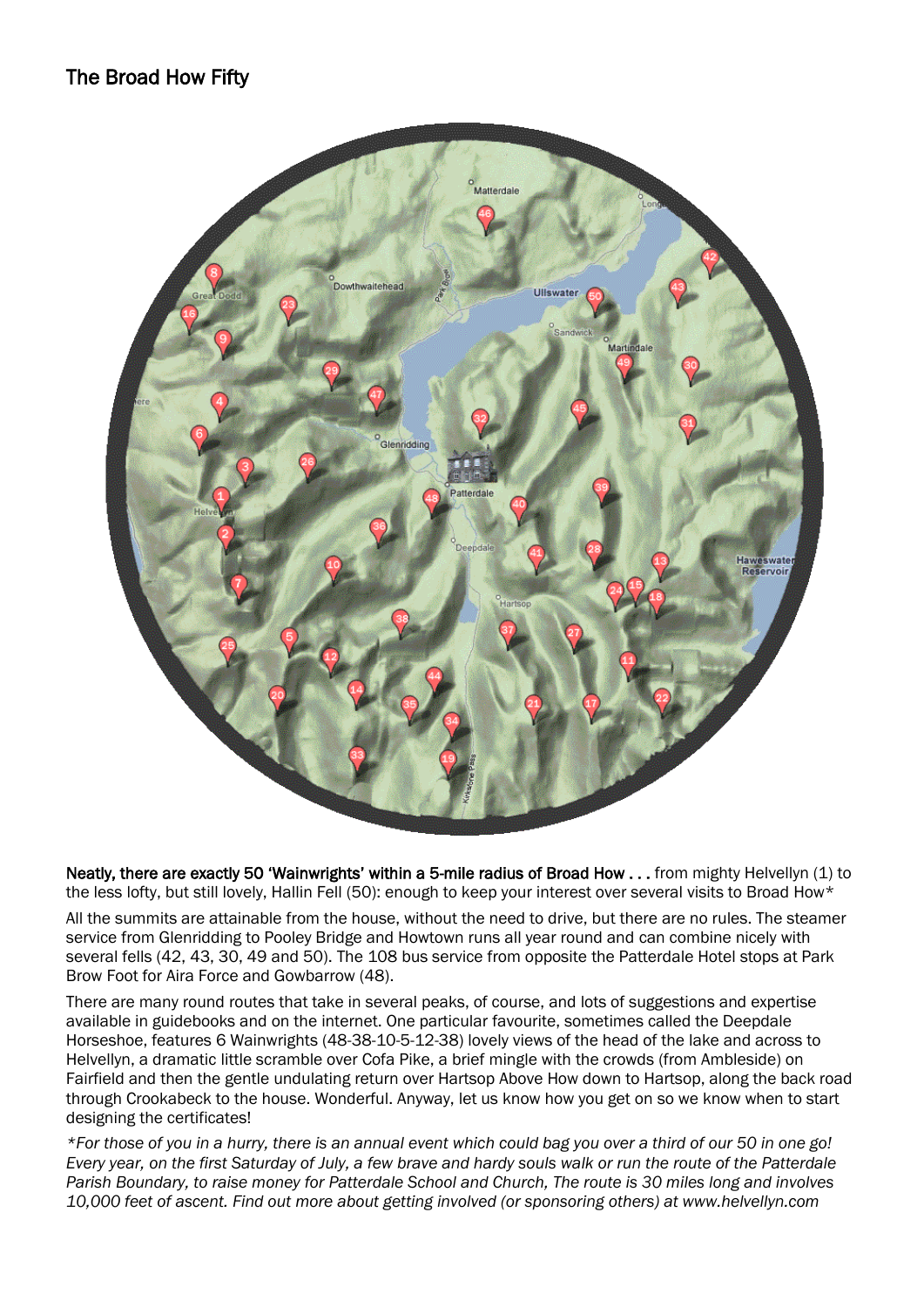# The Broad How Fifty

Matterdale
Long
Great Dodd
Dowthwaitehead
Park Brow
Ullswater
Sandwick
Martindale
here
Glenridding
Patterdale
Helvellyn
Deepdale
Haweswater Reservoir
Hartsop
Kirkstone Pass
46 8 42 43 23 50 16 9 49 30 29 47 4 45 32 31 6 26 3 39 48 40 1 36 2 41 28 13 10 7 24 15 18 38 37 27 25 5 12 11 44 20 14 35 21 17 22 34 33 19

**Neatly, there are exactly 50 'Wainwrights' within a 5-mile radius of Broad How . . .** from mighty Helvellyn (1) to the less lofty, but still lovely, Hallin Fell (50): enough to keep your interest over several visits to Broad How*

All the summits are attainable from the house, without the need to drive, but there are no rules. The steamer service from Glenridding to Pooley Bridge and Howtown runs all year round and can combine nicely with several fells (42, 43, 30, 49 and 50). The 108 bus service from opposite the Patterdale Hotel stops at Park Brow Foot for Aira Force and Gowbarrow (48).

There are many round routes that take in several peaks, of course, and lots of suggestions and expertise available in guidebooks and on the internet. One particular favourite, sometimes called the Deepdale Horseshoe, features 6 Wainwrights (48-38-10-5-12-38) lovely views of the head of the lake and across to Helvellyn, a dramatic little scramble over Cofa Pike, a brief mingle with the crowds (from Ambleside) on Fairfield and then the gentle undulating return over Hartsop Above How down to Hartsop, along the back road through Crookabeck to the house. Wonderful. Anyway, let us know how you get on so we know when to start designing the certificates!

*\*For those of you in a hurry, there is an annual event which could bag you over a third of our 50 in one go! Every year, on the first Saturday of July, a few brave and hardy souls walk or run the route of the Patterdale Parish Boundary, to raise money for Patterdale School and Church, The route is 30 miles long and involves 10,000 feet of ascent. Find out more about getting involved (or sponsoring others) at www.helvellyn.com*